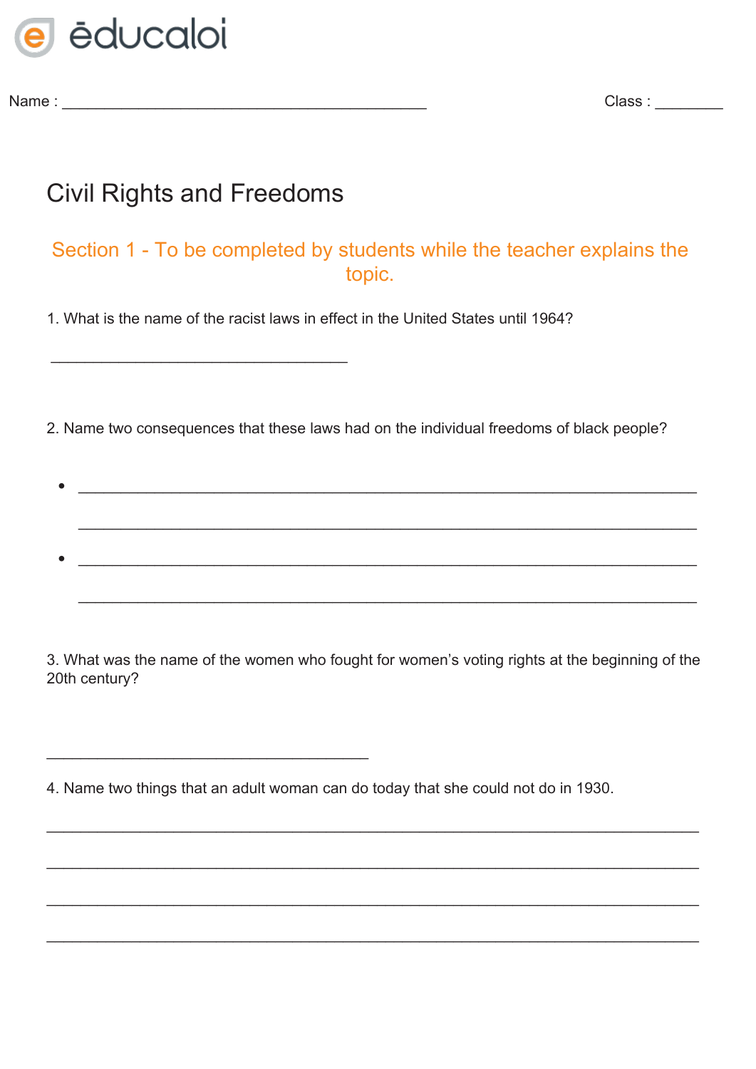éducaloi

Name : ____________________________________________ Class : ________

# Civil Rights and Freedoms

## Section 1 - To be completed by students while the teacher explains the topic.

1. What is the name of the racist laws in effect in the United States until 1964?

____________________________________

2. Name two consequences that these laws had on the individual freedoms of black people?

- ___________________________________________________________________________

  ___________________________________________________________________________

- ___________________________________________________________________________

  ___________________________________________________________________________

3. What was the name of the women who fought for women's voting rights at the beginning of the 20th century?

_______________________________________

4. Name two things that an adult woman can do today that she could not do in 1930.

_______________________________________________________________________________

_______________________________________________________________________________

_______________________________________________________________________________

_______________________________________________________________________________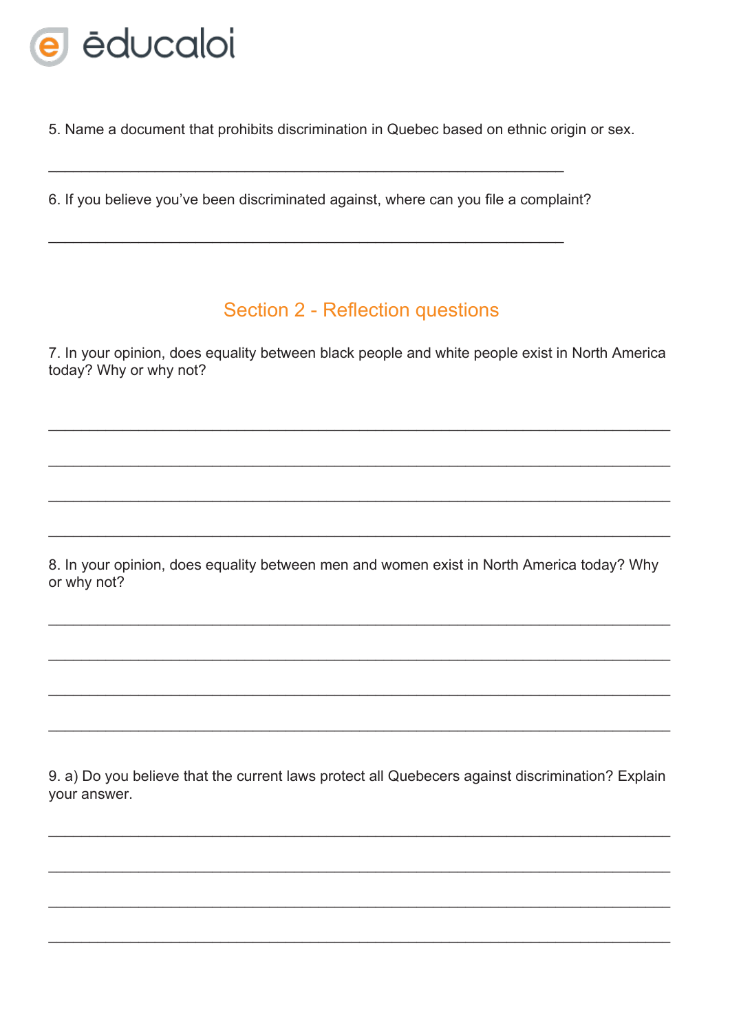5. Name a document that prohibits discrimination in Quebec based on ethnic origin or sex.

\_\_\_\_\_\_\_\_\_\_\_\_\_\_\_\_\_\_\_\_\_\_\_\_\_\_\_\_\_\_\_\_\_\_\_\_\_\_\_\_\_\_\_\_\_\_\_\_\_\_\_\_\_\_\_\_\_\_\_\_\_\_

6. If you believe you've been discriminated against, where can you file a complaint?

\_\_\_\_\_\_\_\_\_\_\_\_\_\_\_\_\_\_\_\_\_\_\_\_\_\_\_\_\_\_\_\_\_\_\_\_\_\_\_\_\_\_\_\_\_\_\_\_\_\_\_\_\_\_\_\_\_\_\_\_\_\_

## Section 2 - Reflection questions

7. In your opinion, does equality between black people and white people exist in North America today? Why or why not?

\_\_\_\_\_\_\_\_\_\_\_\_\_\_\_\_\_\_\_\_\_\_\_\_\_\_\_\_\_\_\_\_\_\_\_\_\_\_\_\_\_\_\_\_\_\_\_\_\_\_\_\_\_\_\_\_\_\_\_\_\_\_\_\_\_\_\_\_\_\_\_\_\_\_\_\_

\_\_\_\_\_\_\_\_\_\_\_\_\_\_\_\_\_\_\_\_\_\_\_\_\_\_\_\_\_\_\_\_\_\_\_\_\_\_\_\_\_\_\_\_\_\_\_\_\_\_\_\_\_\_\_\_\_\_\_\_\_\_\_\_\_\_\_\_\_\_\_\_\_\_\_\_

\_\_\_\_\_\_\_\_\_\_\_\_\_\_\_\_\_\_\_\_\_\_\_\_\_\_\_\_\_\_\_\_\_\_\_\_\_\_\_\_\_\_\_\_\_\_\_\_\_\_\_\_\_\_\_\_\_\_\_\_\_\_\_\_\_\_\_\_\_\_\_\_\_\_\_\_

\_\_\_\_\_\_\_\_\_\_\_\_\_\_\_\_\_\_\_\_\_\_\_\_\_\_\_\_\_\_\_\_\_\_\_\_\_\_\_\_\_\_\_\_\_\_\_\_\_\_\_\_\_\_\_\_\_\_\_\_\_\_\_\_\_\_\_\_\_\_\_\_\_\_\_\_

8. In your opinion, does equality between men and women exist in North America today? Why or why not?

\_\_\_\_\_\_\_\_\_\_\_\_\_\_\_\_\_\_\_\_\_\_\_\_\_\_\_\_\_\_\_\_\_\_\_\_\_\_\_\_\_\_\_\_\_\_\_\_\_\_\_\_\_\_\_\_\_\_\_\_\_\_\_\_\_\_\_\_\_\_\_\_\_\_\_\_

\_\_\_\_\_\_\_\_\_\_\_\_\_\_\_\_\_\_\_\_\_\_\_\_\_\_\_\_\_\_\_\_\_\_\_\_\_\_\_\_\_\_\_\_\_\_\_\_\_\_\_\_\_\_\_\_\_\_\_\_\_\_\_\_\_\_\_\_\_\_\_\_\_\_\_\_

\_\_\_\_\_\_\_\_\_\_\_\_\_\_\_\_\_\_\_\_\_\_\_\_\_\_\_\_\_\_\_\_\_\_\_\_\_\_\_\_\_\_\_\_\_\_\_\_\_\_\_\_\_\_\_\_\_\_\_\_\_\_\_\_\_\_\_\_\_\_\_\_\_\_\_\_

\_\_\_\_\_\_\_\_\_\_\_\_\_\_\_\_\_\_\_\_\_\_\_\_\_\_\_\_\_\_\_\_\_\_\_\_\_\_\_\_\_\_\_\_\_\_\_\_\_\_\_\_\_\_\_\_\_\_\_\_\_\_\_\_\_\_\_\_\_\_\_\_\_\_\_\_

9. a) Do you believe that the current laws protect all Quebecers against discrimination? Explain your answer.

\_\_\_\_\_\_\_\_\_\_\_\_\_\_\_\_\_\_\_\_\_\_\_\_\_\_\_\_\_\_\_\_\_\_\_\_\_\_\_\_\_\_\_\_\_\_\_\_\_\_\_\_\_\_\_\_\_\_\_\_\_\_\_\_\_\_\_\_\_\_\_\_\_\_\_\_

\_\_\_\_\_\_\_\_\_\_\_\_\_\_\_\_\_\_\_\_\_\_\_\_\_\_\_\_\_\_\_\_\_\_\_\_\_\_\_\_\_\_\_\_\_\_\_\_\_\_\_\_\_\_\_\_\_\_\_\_\_\_\_\_\_\_\_\_\_\_\_\_\_\_\_\_

\_\_\_\_\_\_\_\_\_\_\_\_\_\_\_\_\_\_\_\_\_\_\_\_\_\_\_\_\_\_\_\_\_\_\_\_\_\_\_\_\_\_\_\_\_\_\_\_\_\_\_\_\_\_\_\_\_\_\_\_\_\_\_\_\_\_\_\_\_\_\_\_\_\_\_\_

\_\_\_\_\_\_\_\_\_\_\_\_\_\_\_\_\_\_\_\_\_\_\_\_\_\_\_\_\_\_\_\_\_\_\_\_\_\_\_\_\_\_\_\_\_\_\_\_\_\_\_\_\_\_\_\_\_\_\_\_\_\_\_\_\_\_\_\_\_\_\_\_\_\_\_\_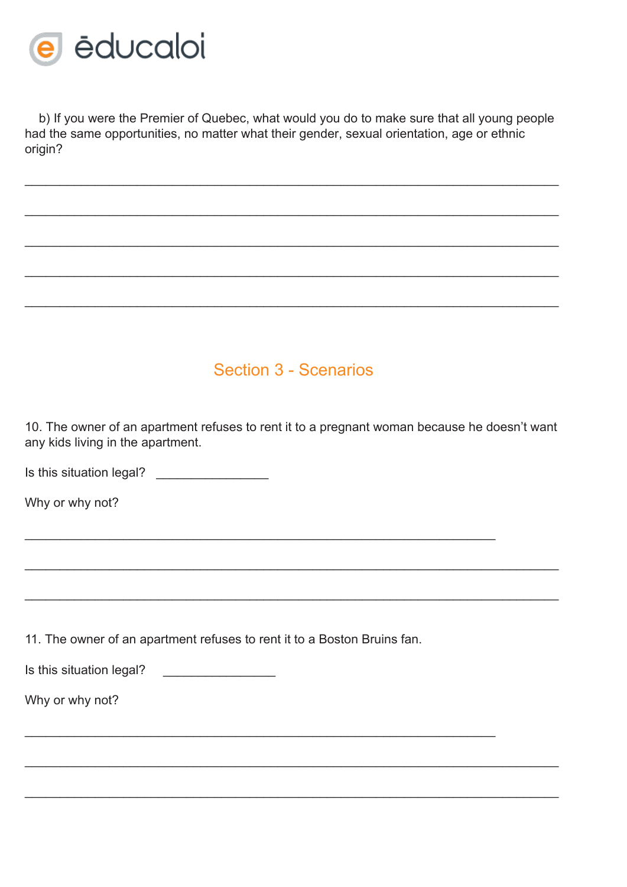b) If you were the Premier of Quebec, what would you do to make sure that all young people had the same opportunities, no matter what their gender, sexual orientation, age or ethnic origin?

______________________________________________________________________

______________________________________________________________________

______________________________________________________________________

______________________________________________________________________

______________________________________________________________________

## Section 3 - Scenarios

10. The owner of an apartment refuses to rent it to a pregnant woman because he doesn't want any kids living in the apartment.

Is this situation legal? ________________

Why or why not?

______________________________________________________________

______________________________________________________________________

______________________________________________________________________

11. The owner of an apartment refuses to rent it to a Boston Bruins fan.

Is this situation legal? ________________

Why or why not?

______________________________________________________________

______________________________________________________________________

______________________________________________________________________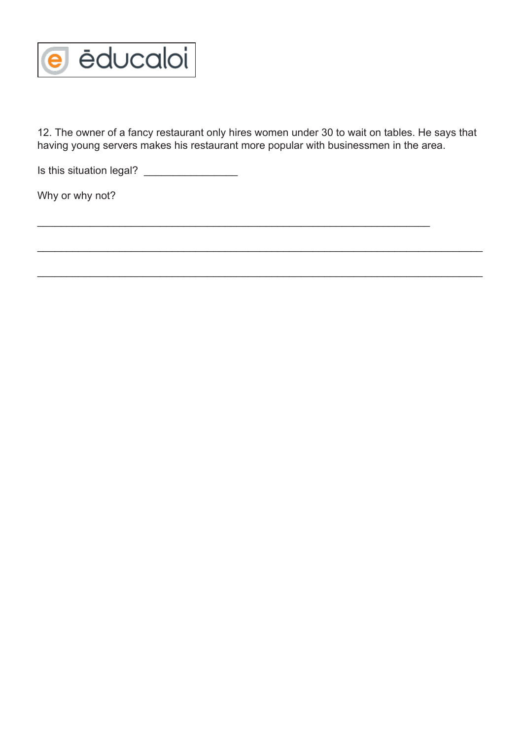12. The owner of a fancy restaurant only hires women under 30 to wait on tables. He says that having young servers makes his restaurant more popular with businessmen in the area.

Is this situation legal? ________________

Why or why not?

___________________________________________________________________

___________________________________________________________________________

___________________________________________________________________________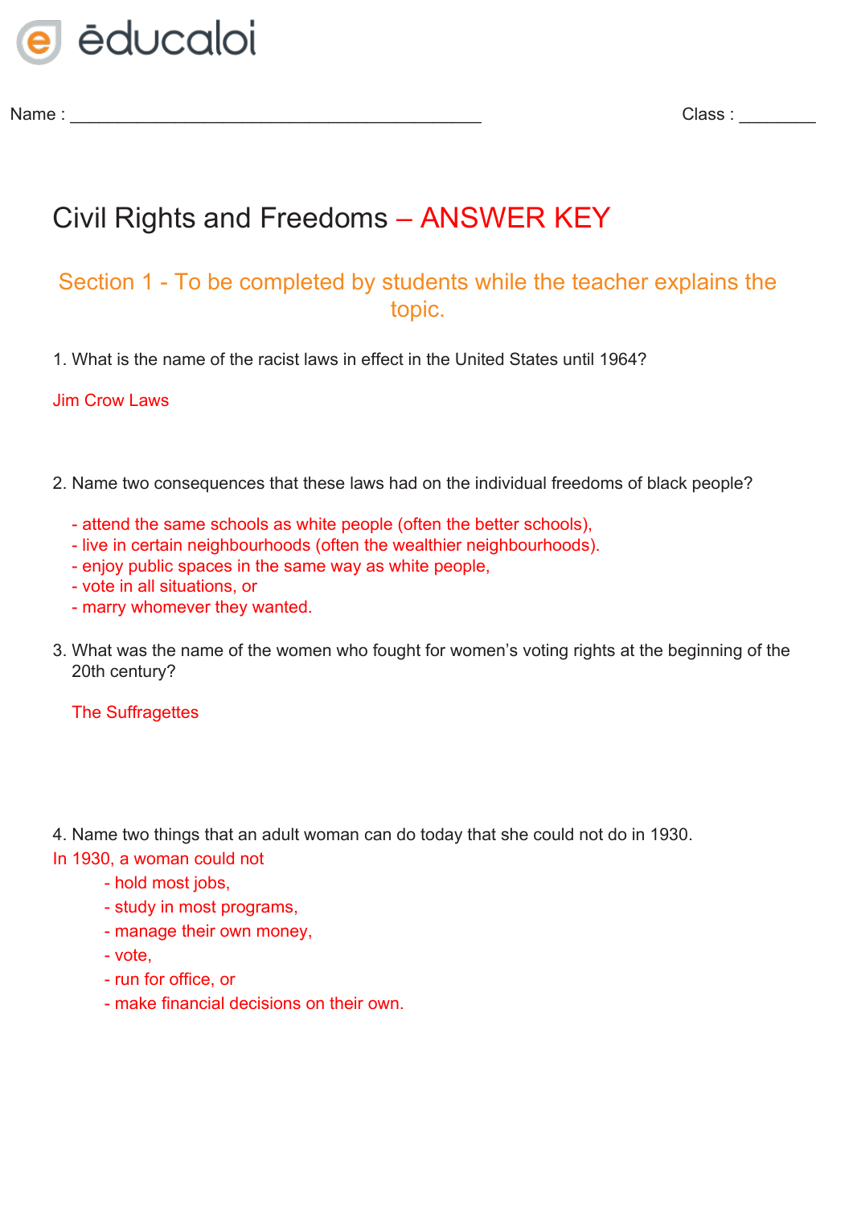ēducaloi

Name : ____________________________________________ Class : ________

# Civil Rights and Freedoms – ANSWER KEY

## Section 1 - To be completed by students while the teacher explains the topic.

1. What is the name of the racist laws in effect in the United States until 1964?

Jim Crow Laws

2. Name two consequences that these laws had on the individual freedoms of black people?

- attend the same schools as white people (often the better schools),
- live in certain neighbourhoods (often the wealthier neighbourhoods).
- enjoy public spaces in the same way as white people,
- vote in all situations, or
- marry whomever they wanted.

3. What was the name of the women who fought for women's voting rights at the beginning of the 20th century?

The Suffragettes

4. Name two things that an adult woman can do today that she could not do in 1930.

In 1930, a woman could not

- hold most jobs,
- study in most programs,
- manage their own money,
- vote,
- run for office, or
- make financial decisions on their own.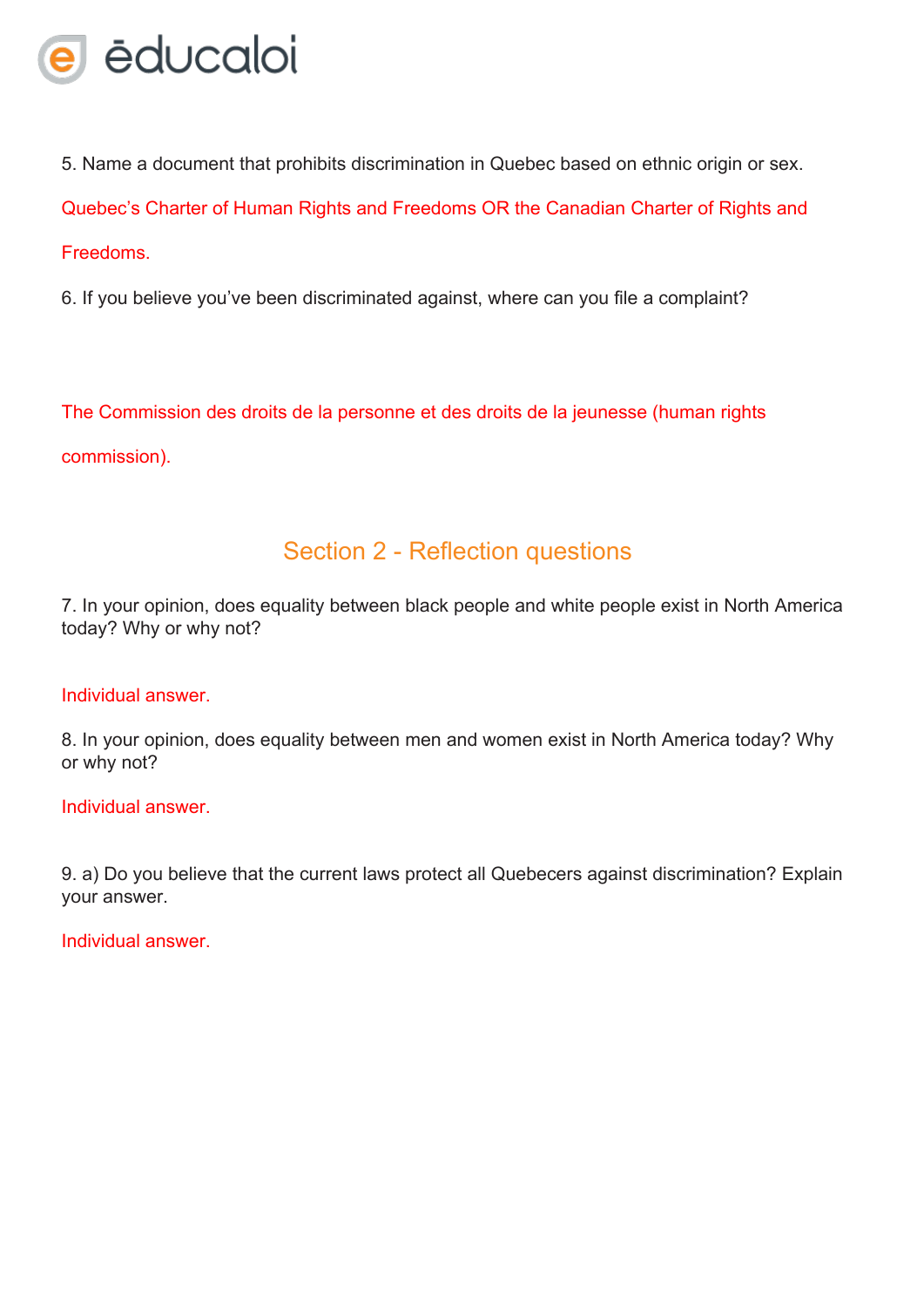5. Name a document that prohibits discrimination in Quebec based on ethnic origin or sex.

Quebec's Charter of Human Rights and Freedoms OR the Canadian Charter of Rights and Freedoms.

6. If you believe you've been discriminated against, where can you file a complaint?

The Commission des droits de la personne et des droits de la jeunesse (human rights commission).

## Section 2 - Reflection questions

7. In your opinion, does equality between black people and white people exist in North America today? Why or why not?

Individual answer.

8. In your opinion, does equality between men and women exist in North America today? Why or why not?

Individual answer.

9. a) Do you believe that the current laws protect all Quebecers against discrimination? Explain your answer.

Individual answer.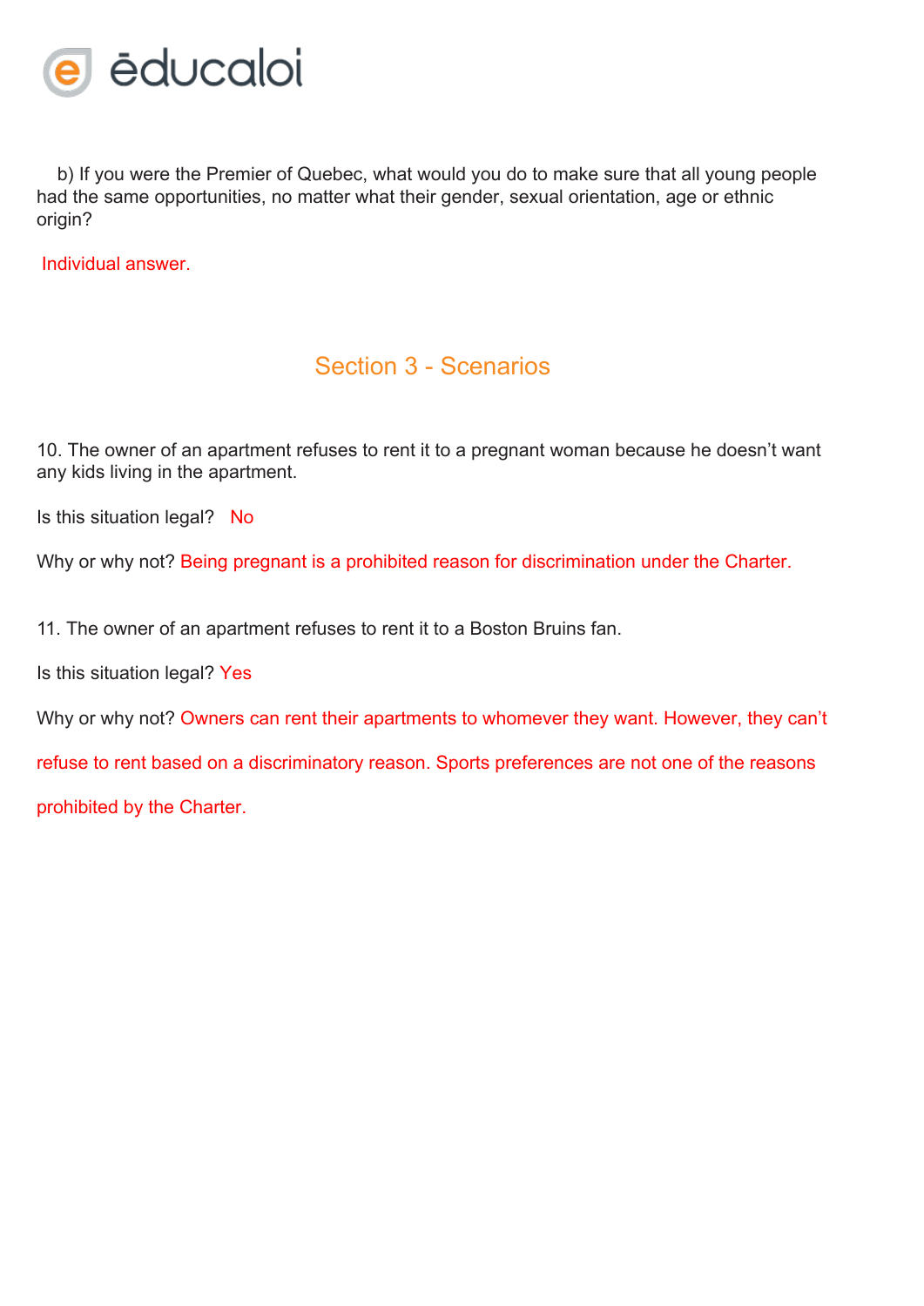b) If you were the Premier of Quebec, what would you do to make sure that all young people had the same opportunities, no matter what their gender, sexual orientation, age or ethnic origin?

Individual answer.

## Section 3 - Scenarios

10. The owner of an apartment refuses to rent it to a pregnant woman because he doesn't want any kids living in the apartment.

Is this situation legal? No

Why or why not? Being pregnant is a prohibited reason for discrimination under the Charter.

11. The owner of an apartment refuses to rent it to a Boston Bruins fan.

Is this situation legal? Yes

Why or why not? Owners can rent their apartments to whomever they want. However, they can't refuse to rent based on a discriminatory reason. Sports preferences are not one of the reasons prohibited by the Charter.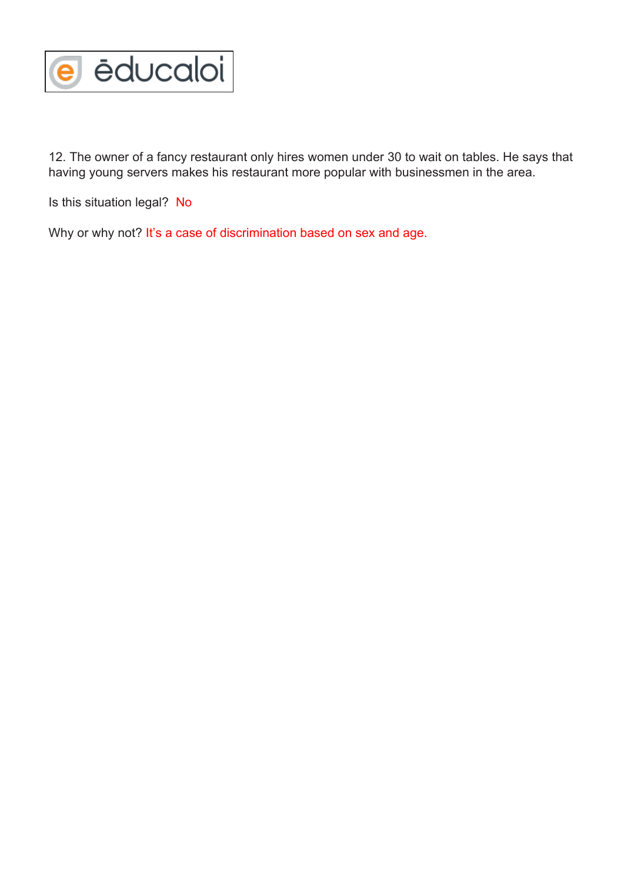ēducaloi

12. The owner of a fancy restaurant only hires women under 30 to wait on tables. He says that having young servers makes his restaurant more popular with businessmen in the area.

Is this situation legal? No

Why or why not? It's a case of discrimination based on sex and age.